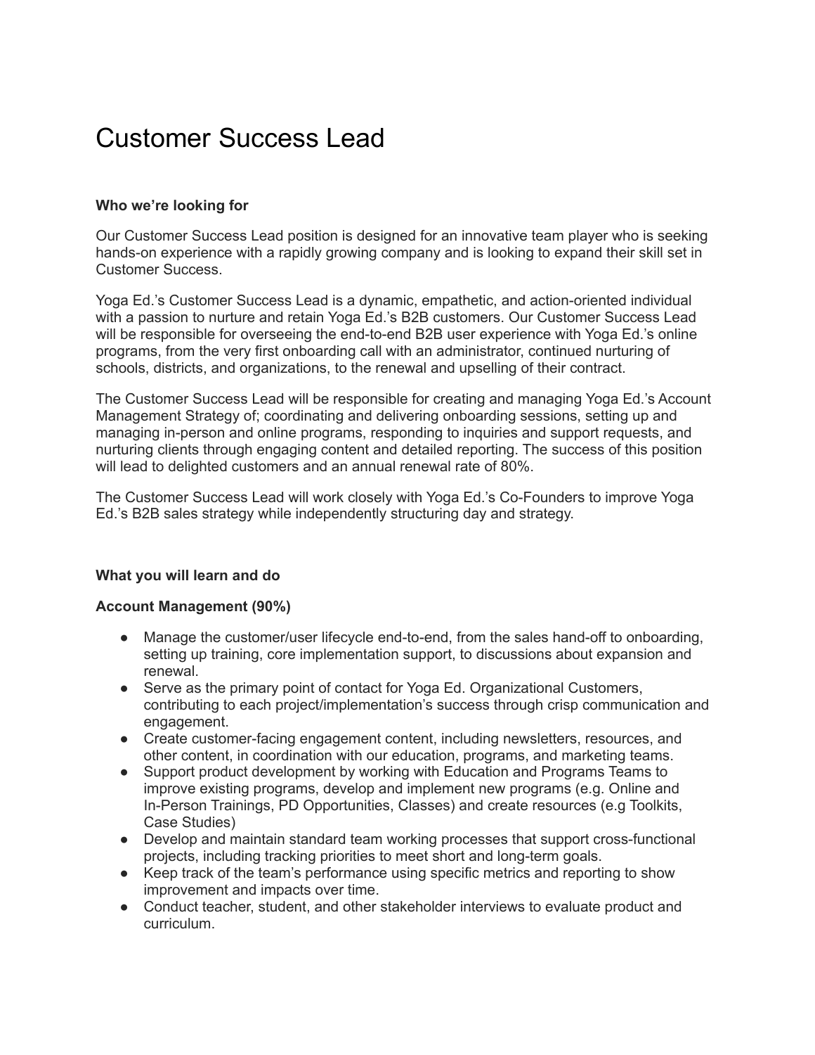# Customer Success Lead

**Who we're looking for**

Our Customer Success Lead position is designed for an innovative team player who is seeking hands-on experience with a rapidly growing company and is looking to expand their skill set in Customer Success.

Yoga Ed.'s Customer Success Lead is a dynamic, empathetic, and action-oriented individual with a passion to nurture and retain Yoga Ed.'s B2B customers. Our Customer Success Lead will be responsible for overseeing the end-to-end B2B user experience with Yoga Ed.'s online programs, from the very first onboarding call with an administrator, continued nurturing of schools, districts, and organizations, to the renewal and upselling of their contract.

The Customer Success Lead will be responsible for creating and managing Yoga Ed.'s Account Management Strategy of; coordinating and delivering onboarding sessions, setting up and managing in-person and online programs, responding to inquiries and support requests, and nurturing clients through engaging content and detailed reporting. The success of this position will lead to delighted customers and an annual renewal rate of 80%.

The Customer Success Lead will work closely with Yoga Ed.'s Co-Founders to improve Yoga Ed.'s B2B sales strategy while independently structuring day and strategy.

**What you will learn and do**

**Account Management (90%)**

- Manage the customer/user lifecycle end-to-end, from the sales hand-off to onboarding, setting up training, core implementation support, to discussions about expansion and renewal.
- Serve as the primary point of contact for Yoga Ed. Organizational Customers, contributing to each project/implementation's success through crisp communication and engagement.
- Create customer-facing engagement content, including newsletters, resources, and other content, in coordination with our education, programs, and marketing teams.
- Support product development by working with Education and Programs Teams to improve existing programs, develop and implement new programs (e.g. Online and In-Person Trainings, PD Opportunities, Classes) and create resources (e.g Toolkits, Case Studies)
- Develop and maintain standard team working processes that support cross-functional projects, including tracking priorities to meet short and long-term goals.
- Keep track of the team's performance using specific metrics and reporting to show improvement and impacts over time.
- Conduct teacher, student, and other stakeholder interviews to evaluate product and curriculum.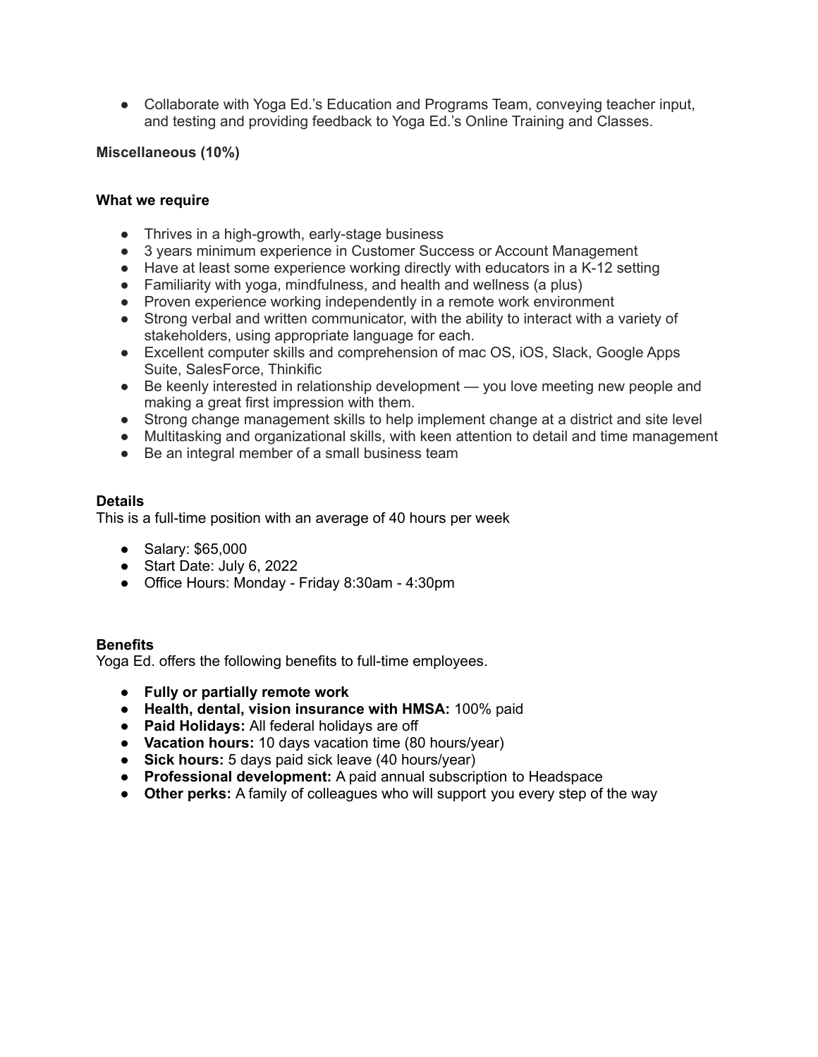- Collaborate with Yoga Ed.'s Education and Programs Team, conveying teacher input, and testing and providing feedback to Yoga Ed.'s Online Training and Classes.

**Miscellaneous (10%)**

**What we require**

- Thrives in a high-growth, early-stage business
- 3 years minimum experience in Customer Success or Account Management
- Have at least some experience working directly with educators in a K-12 setting
- Familiarity with yoga, mindfulness, and health and wellness (a plus)
- Proven experience working independently in a remote work environment
- Strong verbal and written communicator, with the ability to interact with a variety of stakeholders, using appropriate language for each.
- Excellent computer skills and comprehension of mac OS, iOS, Slack, Google Apps Suite, SalesForce, Thinkific
- Be keenly interested in relationship development — you love meeting new people and making a great first impression with them.
- Strong change management skills to help implement change at a district and site level
- Multitasking and organizational skills, with keen attention to detail and time management
- Be an integral member of a small business team

**Details**

This is a full-time position with an average of 40 hours per week

- Salary: $65,000
- Start Date: July 6, 2022
- Office Hours: Monday - Friday 8:30am - 4:30pm

**Benefits**

Yoga Ed. offers the following benefits to full-time employees.

- **Fully or partially remote work**
- **Health, dental, vision insurance with HMSA:** 100% paid
- **Paid Holidays:** All federal holidays are off
- **Vacation hours:** 10 days vacation time (80 hours/year)
- **Sick hours:** 5 days paid sick leave (40 hours/year)
- **Professional development:** A paid annual subscription to Headspace
- **Other perks:** A family of colleagues who will support you every step of the way